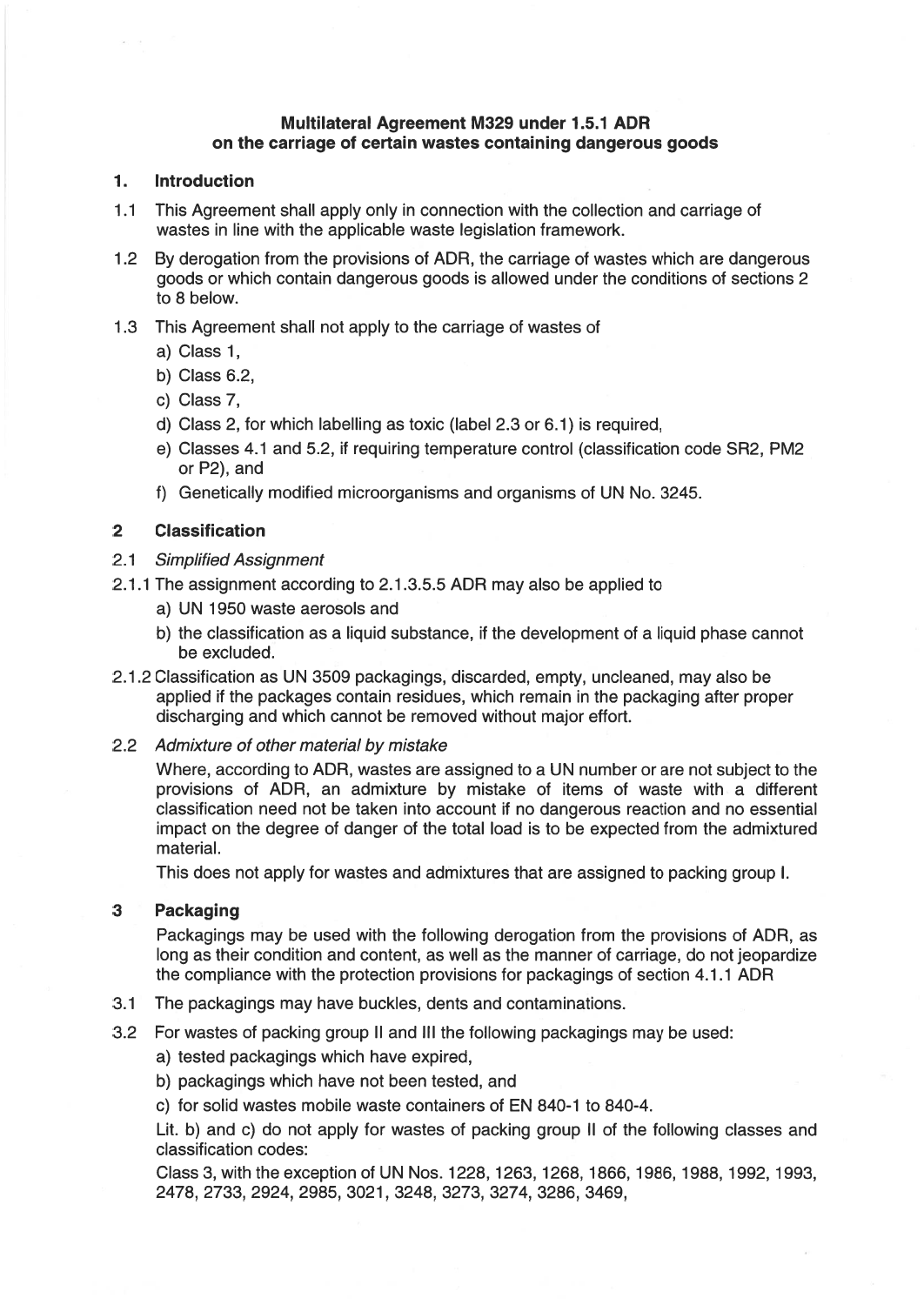# Multilateral Agreement M329 under 1.5.1 ADR on the carriage of certain wastes containing dangerous goods

## 1. Introduction

1.1 This Agreement shall apply only in connection with the collection and carriage of wastes in line with the applicable waste legislation framework.

1.2 By derogation from the provisions of ADR, the carriage of wastes which are dangerous goods or which contain dangerous goods is allowed under the conditions of sections 2 to 8 below.

1.3 This Agreement shall not apply to the carriage of wastes of

- a) Class 1,
- b) Class 6.2,
- c) Class 7,
- d) Class 2, for which labelling as toxic (label 2.3 or 6.1) is required,
- e) Classes 4.1 and 5.2, if requiring temperature control (classification code SR2, PM2 or P2), and
- f) Genetically modified microorganisms and organisms of UN No. 3245.

## 2 Classification

2.1 *Simplified Assignment*

2.1.1 The assignment according to 2.1.3.5.5 ADR may also be applied to

- a) UN 1950 waste aerosols and
- b) the classification as a liquid substance, if the development of a liquid phase cannot be excluded.

2.1.2 Classification as UN 3509 packagings, discarded, empty, uncleaned, may also be applied if the packages contain residues, which remain in the packaging after proper discharging and which cannot be removed without major effort.

2.2 *Admixture of other material by mistake*

Where, according to ADR, wastes are assigned to a UN number or are not subject to the provisions of ADR, an admixture by mistake of items of waste with a different classification need not be taken into account if no dangerous reaction and no essential impact on the degree of danger of the total load is to be expected from the admixtured material.

This does not apply for wastes and admixtures that are assigned to packing group I.

## 3 Packaging

Packagings may be used with the following derogation from the provisions of ADR, as long as their condition and content, as well as the manner of carriage, do not jeopardize the compliance with the protection provisions for packagings of section 4.1.1 ADR

3.1 The packagings may have buckles, dents and contaminations.

3.2 For wastes of packing group II and III the following packagings may be used:

- a) tested packagings which have expired,
- b) packagings which have not been tested, and
- c) for solid wastes mobile waste containers of EN 840-1 to 840-4.

Lit. b) and c) do not apply for wastes of packing group II of the following classes and classification codes:

Class 3, with the exception of UN Nos. 1228, 1263, 1268, 1866, 1986, 1988, 1992, 1993, 2478, 2733, 2924, 2985, 3021, 3248, 3273, 3274, 3286, 3469,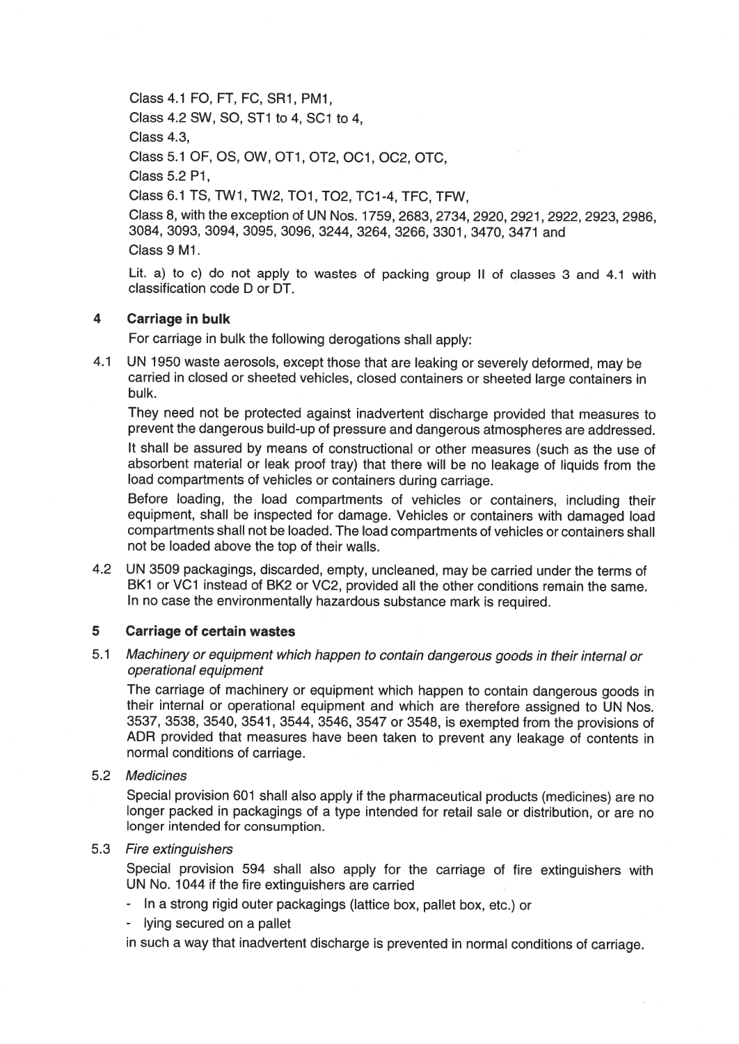Class 4.1 FO, FT, FC, SR1, PM1,

Class 4.2 SW, SO, ST1 to 4, SC1 to 4,

Class 4.3,

Class 5.1 OF, OS, OW, OT1, OT2, OC1, OC2, OTC,

Class 5.2 P1,

Class 6.1 TS, TW1, TW2, TO1, TO2, TC1-4, TFC, TFW,

Class 8, with the exception of UN Nos. 1759, 2683, 2734, 2920, 2921, 2922, 2923, 2986, 3084, 3093, 3094, 3095, 3096, 3244, 3264, 3266, 3301, 3470, 3471 and

Class 9 M1.

Lit. a) to c) do not apply to wastes of packing group II of classes 3 and 4.1 with classification code D or DT.

## 4 Carriage in bulk

For carriage in bulk the following derogations shall apply:

4.1 UN 1950 waste aerosols, except those that are leaking or severely deformed, may be carried in closed or sheeted vehicles, closed containers or sheeted large containers in bulk.

They need not be protected against inadvertent discharge provided that measures to prevent the dangerous build-up of pressure and dangerous atmospheres are addressed.

It shall be assured by means of constructional or other measures (such as the use of absorbent material or leak proof tray) that there will be no leakage of liquids from the load compartments of vehicles or containers during carriage.

Before loading, the load compartments of vehicles or containers, including their equipment, shall be inspected for damage. Vehicles or containers with damaged load compartments shall not be loaded. The load compartments of vehicles or containers shall not be loaded above the top of their walls.

4.2 UN 3509 packagings, discarded, empty, uncleaned, may be carried under the terms of BK1 or VC1 instead of BK2 or VC2, provided all the other conditions remain the same. In no case the environmentally hazardous substance mark is required.

## 5 Carriage of certain wastes

5.1 *Machinery or equipment which happen to contain dangerous goods in their internal or operational equipment*

The carriage of machinery or equipment which happen to contain dangerous goods in their internal or operational equipment and which are therefore assigned to UN Nos. 3537, 3538, 3540, 3541, 3544, 3546, 3547 or 3548, is exempted from the provisions of ADR provided that measures have been taken to prevent any leakage of contents in normal conditions of carriage.

5.2 *Medicines*

Special provision 601 shall also apply if the pharmaceutical products (medicines) are no longer packed in packagings of a type intended for retail sale or distribution, or are no longer intended for consumption.

5.3 *Fire extinguishers*

Special provision 594 shall also apply for the carriage of fire extinguishers with UN No. 1044 if the fire extinguishers are carried

- In a strong rigid outer packagings (lattice box, pallet box, etc.) or
- lying secured on a pallet

in such a way that inadvertent discharge is prevented in normal conditions of carriage.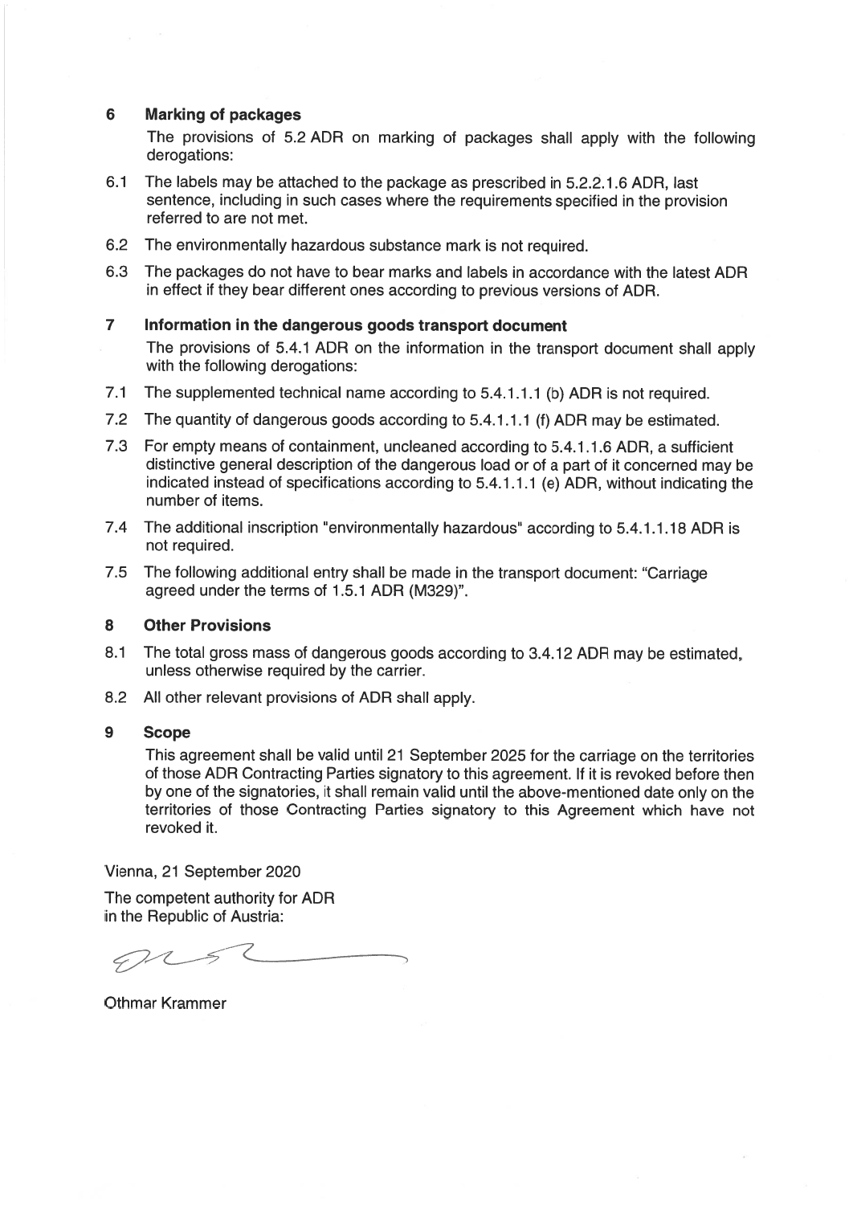## 6 Marking of packages

The provisions of 5.2 ADR on marking of packages shall apply with the following derogations:

6.1 The labels may be attached to the package as prescribed in 5.2.2.1.6 ADR, last sentence, including in such cases where the requirements specified in the provision referred to are not met.

6.2 The environmentally hazardous substance mark is not required.

6.3 The packages do not have to bear marks and labels in accordance with the latest ADR in effect if they bear different ones according to previous versions of ADR.

## 7 Information in the dangerous goods transport document

The provisions of 5.4.1 ADR on the information in the transport document shall apply with the following derogations:

7.1 The supplemented technical name according to 5.4.1.1.1 (b) ADR is not required.

7.2 The quantity of dangerous goods according to 5.4.1.1.1 (f) ADR may be estimated.

7.3 For empty means of containment, uncleaned according to 5.4.1.1.6 ADR, a sufficient distinctive general description of the dangerous load or of a part of it concerned may be indicated instead of specifications according to 5.4.1.1.1 (e) ADR, without indicating the number of items.

7.4 The additional inscription "environmentally hazardous" according to 5.4.1.1.18 ADR is not required.

7.5 The following additional entry shall be made in the transport document: "Carriage agreed under the terms of 1.5.1 ADR (M329)".

## 8 Other Provisions

8.1 The total gross mass of dangerous goods according to 3.4.12 ADR may be estimated, unless otherwise required by the carrier.

8.2 All other relevant provisions of ADR shall apply.

## 9 Scope

This agreement shall be valid until 21 September 2025 for the carriage on the territories of those ADR Contracting Parties signatory to this agreement. If it is revoked before then by one of the signatories, it shall remain valid until the above-mentioned date only on the territories of those Contracting Parties signatory to this Agreement which have not revoked it.

Vienna, 21 September 2020

The competent authority for ADR
in the Republic of Austria:

Othmar Krammer